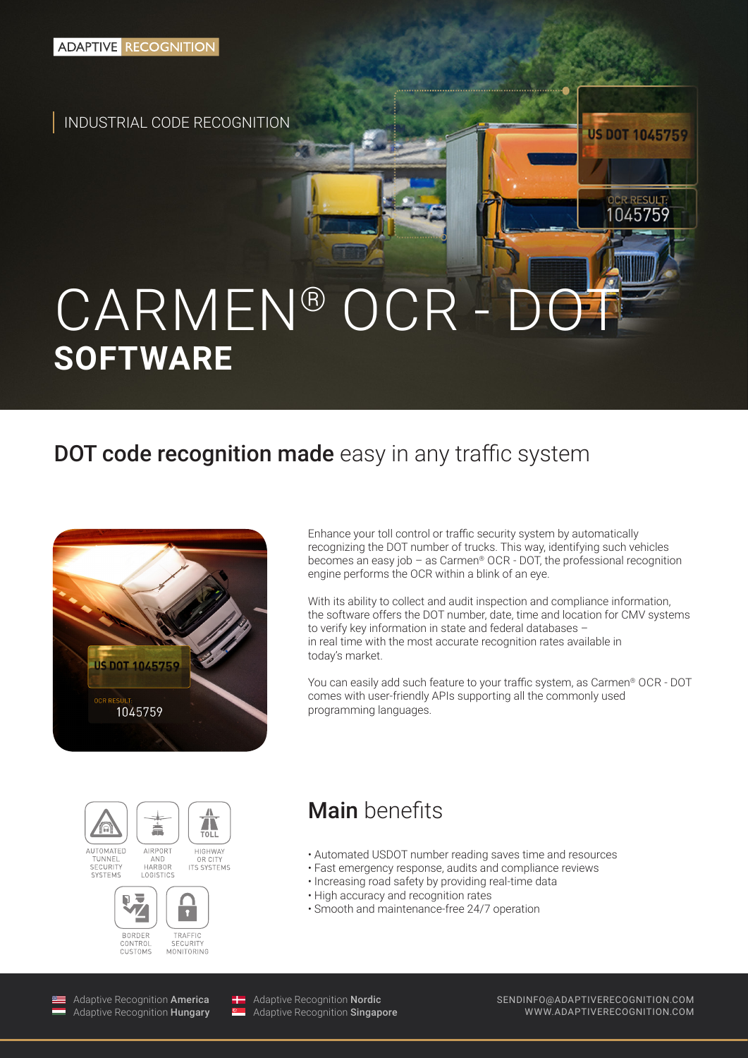ADAPTIVE RECOGNITION

INDUSTRIAL CODE RECOGNITION

# CARMEN® OCR - DOT
# SOFTWARE

## **DOT code recognition made** easy in any traffic system

Enhance your toll control or traffic security system by automatically recognizing the DOT number of trucks. This way, identifying such vehicles becomes an easy job – as Carmen® OCR - DOT, the professional recognition engine performs the OCR within a blink of an eye.

With its ability to collect and audit inspection and compliance information, the software offers the DOT number, date, time and location for CMV systems to verify key information in state and federal databases – in real time with the most accurate recognition rates available in today's market.

You can easily add such feature to your traffic system, as Carmen® OCR - DOT comes with user-friendly APIs supporting all the commonly used programming languages.

AUTOMATED TUNNEL SECURITY SYSTEMS

AIRPORT AND HARBOR LOGISTICS

HIGHWAY OR CITY ITS SYSTEMS

BORDER CONTROL CUSTOMS

TRAFFIC SECURITY MONITORING

## **Main** benefits

- Automated USDOT number reading saves time and resources
- Fast emergency response, audits and compliance reviews
- Increasing road safety by providing real-time data
- High accuracy and recognition rates
- Smooth and maintenance-free 24/7 operation

Adaptive Recognition **America**
Adaptive Recognition **Hungary**
Adaptive Recognition **Nordic**
Adaptive Recognition **Singapore**

SENDINFO@ADAPTIVERECOGNITION.COM
WWW.ADAPTIVERECOGNITION.COM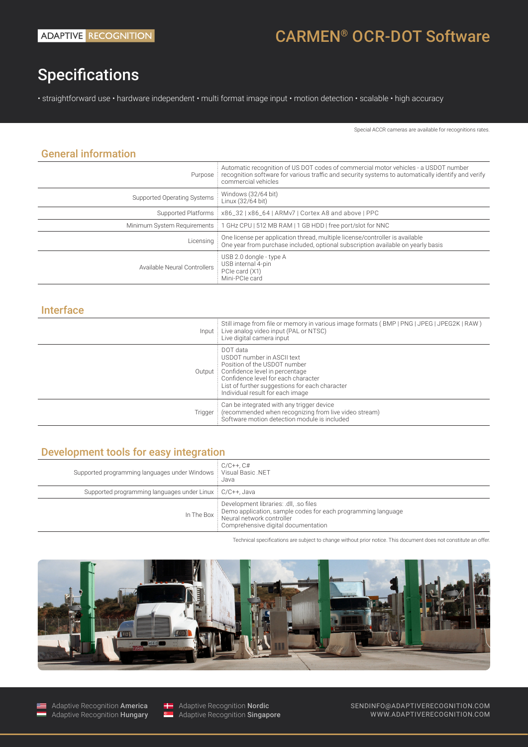ADAPTIVE RECOGNITION

# CARMEN® OCR-DOT Software

## Specifications

• straightforward use • hardware independent • multi format image input • motion detection • scalable • high accuracy

Special ACCR cameras are available for recognitions rates.

### General information

| | |
|---|---|
| Purpose | Automatic recognition of US DOT codes of commercial motor vehicles - a USDOT number recognition software for various traffic and security systems to automatically identify and verify commercial vehicles |
| Supported Operating Systems | Windows (32/64 bit)<br>Linux (32/64 bit) |
| Supported Platforms | x86_32 \| x86_64 \| ARMv7 \| Cortex A8 and above \| PPC |
| Minimum System Requirements | 1 GHz CPU \| 512 MB RAM \| 1 GB HDD \| free port/slot for NNC |
| Licensing | One license per application thread, multiple license/controller is available<br>One year from purchase included, optional subscription available on yearly basis |
| Available Neural Controllers | USB 2.0 dongle - type A<br>USB internal 4-pin<br>PCIe card (X1)<br>Mini-PCIe card |

### Interface

| | |
|---|---|
| Input | Still image from file or memory in various image formats ( BMP \| PNG \| JPEG \| JPEG2K \| RAW )<br>Live analog video input (PAL or NTSC)<br>Live digital camera input |
| Output | DOT data<br>USDOT number in ASCII text<br>Position of the USDOT number<br>Confidence level in percentage<br>Confidence level for each character<br>List of further suggestions for each character<br>Individual result for each image |
| Trigger | Can be integrated with any trigger device<br>(recommended when recognizing from live video stream)<br>Software motion detection module is included |

### Development tools for easy integration

| | |
|---|---|
| Supported programming languages under Windows | C/C++, C#<br>Visual Basic .NET<br>Java |
| Supported programming languages under Linux | C/C++, Java |
| In The Box | Development libraries: .dll, .so files<br>Demo application, sample codes for each programming language<br>Neural network controller<br>Comprehensive digital documentation |

Technical specifications are subject to change without prior notice. This document does not constitute an offer.

Adaptive Recognition **America**
Adaptive Recognition **Hungary**
Adaptive Recognition **Nordic**
Adaptive Recognition **Singapore**

SENDINFO@ADAPTIVERECOGNITION.COM
WWW.ADAPTIVERECOGNITION.COM